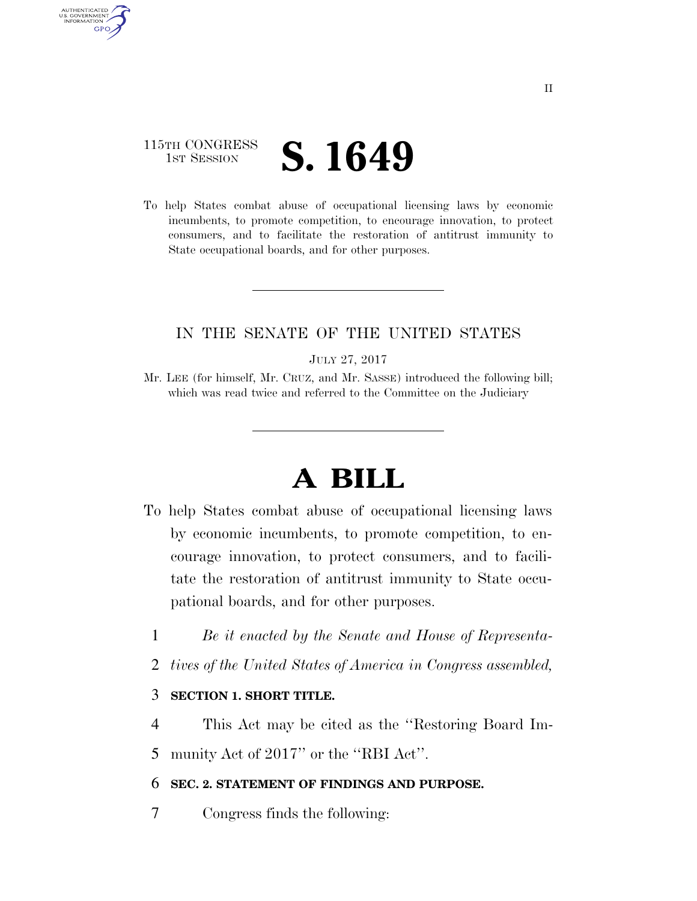115TH CONGRESS
1ST SESSION

# S. 1649

To help States combat abuse of occupational licensing laws by economic incumbents, to promote competition, to encourage innovation, to protect consumers, and to facilitate the restoration of antitrust immunity to State occupational boards, and for other purposes.

IN THE SENATE OF THE UNITED STATES

JULY 27, 2017

Mr. LEE (for himself, Mr. CRUZ, and Mr. SASSE) introduced the following bill; which was read twice and referred to the Committee on the Judiciary

# A BILL

To help States combat abuse of occupational licensing laws by economic incumbents, to promote competition, to encourage innovation, to protect consumers, and to facilitate the restoration of antitrust immunity to State occupational boards, and for other purposes.

1 *Be it enacted by the Senate and House of Representa-*
2 *tives of the United States of America in Congress assembled,*

3 **SECTION 1. SHORT TITLE.**

4 This Act may be cited as the "Restoring Board Im-
5 munity Act of 2017" or the "RBI Act".

6 **SEC. 2. STATEMENT OF FINDINGS AND PURPOSE.**

7 Congress finds the following: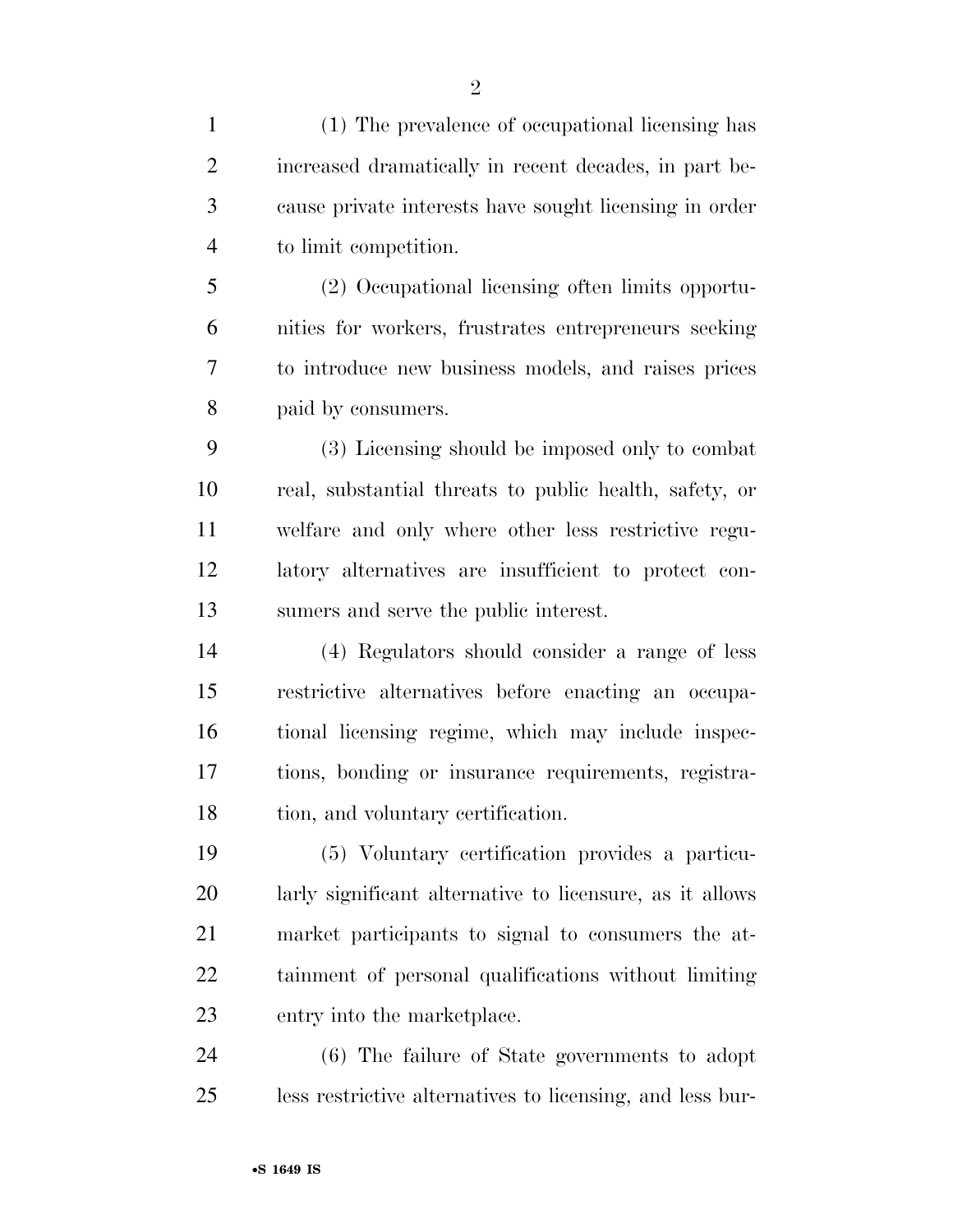(1) The prevalence of occupational licensing has increased dramatically in recent decades, in part because private interests have sought licensing in order to limit competition.

(2) Occupational licensing often limits opportunities for workers, frustrates entrepreneurs seeking to introduce new business models, and raises prices paid by consumers.

(3) Licensing should be imposed only to combat real, substantial threats to public health, safety, or welfare and only where other less restrictive regulatory alternatives are insufficient to protect consumers and serve the public interest.

(4) Regulators should consider a range of less restrictive alternatives before enacting an occupational licensing regime, which may include inspections, bonding or insurance requirements, registration, and voluntary certification.

(5) Voluntary certification provides a particularly significant alternative to licensure, as it allows market participants to signal to consumers the attainment of personal qualifications without limiting entry into the marketplace.

(6) The failure of State governments to adopt less restrictive alternatives to licensing, and less bur-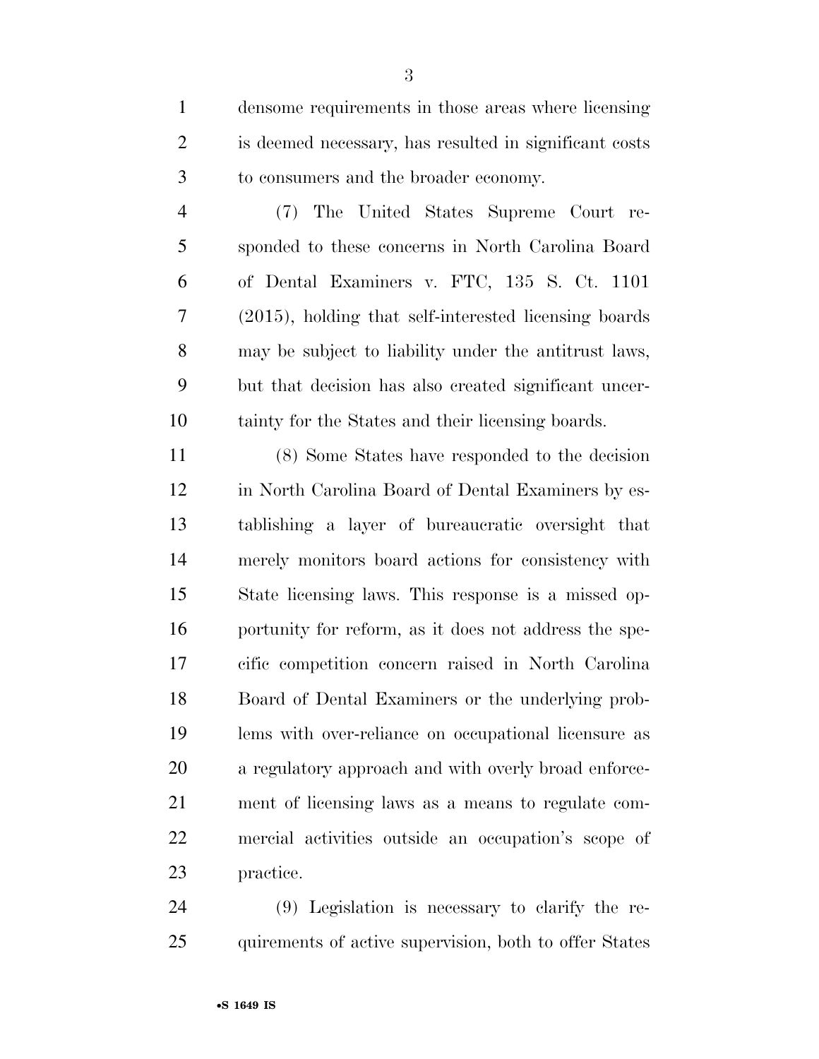densome requirements in those areas where licensing is deemed necessary, has resulted in significant costs to consumers and the broader economy.

(7) The United States Supreme Court responded to these concerns in North Carolina Board of Dental Examiners v. FTC, 135 S. Ct. 1101 (2015), holding that self-interested licensing boards may be subject to liability under the antitrust laws, but that decision has also created significant uncertainty for the States and their licensing boards.

(8) Some States have responded to the decision in North Carolina Board of Dental Examiners by establishing a layer of bureaucratic oversight that merely monitors board actions for consistency with State licensing laws. This response is a missed opportunity for reform, as it does not address the specific competition concern raised in North Carolina Board of Dental Examiners or the underlying problems with over-reliance on occupational licensure as a regulatory approach and with overly broad enforcement of licensing laws as a means to regulate commercial activities outside an occupation's scope of practice.

(9) Legislation is necessary to clarify the requirements of active supervision, both to offer States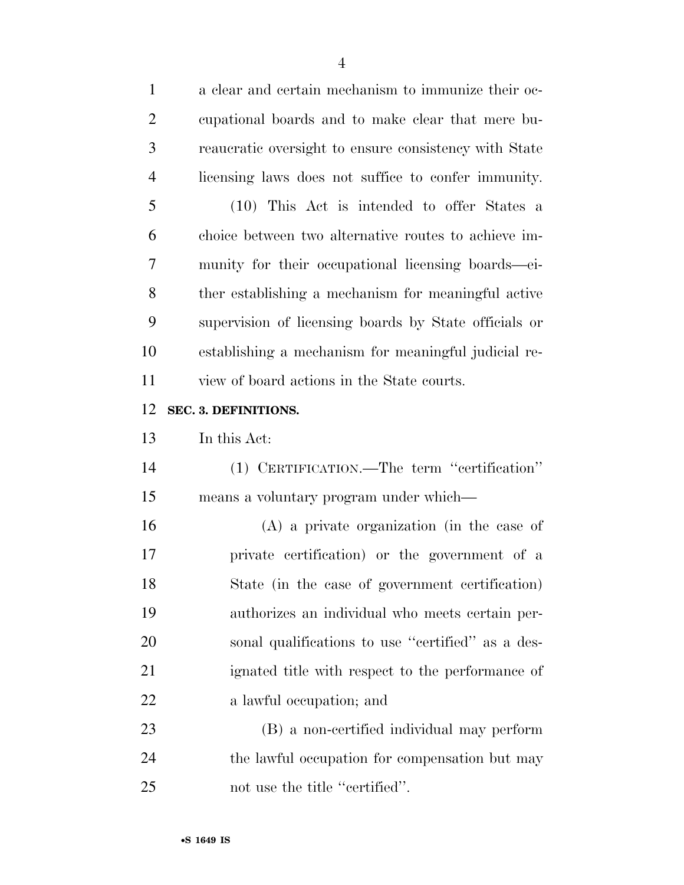a clear and certain mechanism to immunize their occupational boards and to make clear that mere bureaucratic oversight to ensure consistency with State licensing laws does not suffice to confer immunity.

(10) This Act is intended to offer States a choice between two alternative routes to achieve immunity for their occupational licensing boards—either establishing a mechanism for meaningful active supervision of licensing boards by State officials or establishing a mechanism for meaningful judicial review of board actions in the State courts.

**SEC. 3. DEFINITIONS.**

In this Act:

(1) CERTIFICATION.—The term ''certification'' means a voluntary program under which—

(A) a private organization (in the case of private certification) or the government of a State (in the case of government certification) authorizes an individual who meets certain personal qualifications to use ''certified'' as a designated title with respect to the performance of a lawful occupation; and

(B) a non-certified individual may perform the lawful occupation for compensation but may not use the title ''certified''.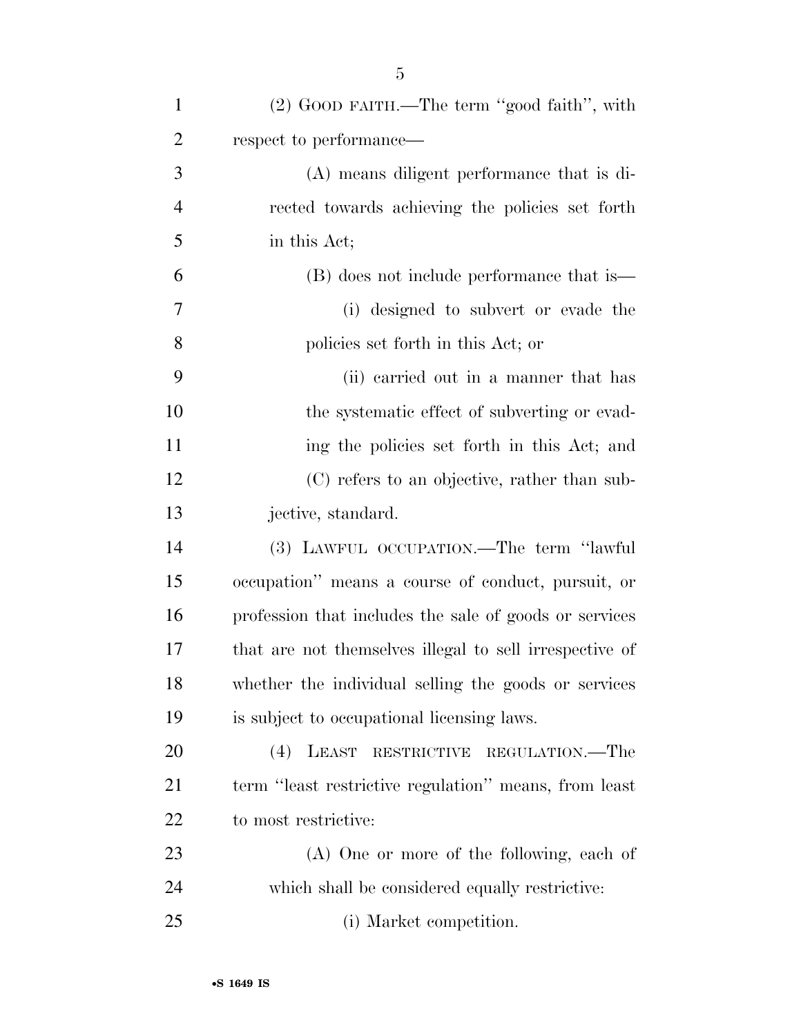(2) GOOD FAITH.—The term "good faith", with respect to performance—

(A) means diligent performance that is directed towards achieving the policies set forth in this Act;

(B) does not include performance that is—

(i) designed to subvert or evade the policies set forth in this Act; or

(ii) carried out in a manner that has the systematic effect of subverting or evading the policies set forth in this Act; and

(C) refers to an objective, rather than subjective, standard.

(3) LAWFUL OCCUPATION.—The term "lawful occupation" means a course of conduct, pursuit, or profession that includes the sale of goods or services that are not themselves illegal to sell irrespective of whether the individual selling the goods or services is subject to occupational licensing laws.

(4) LEAST RESTRICTIVE REGULATION.—The term "least restrictive regulation" means, from least to most restrictive:

(A) One or more of the following, each of which shall be considered equally restrictive:

(i) Market competition.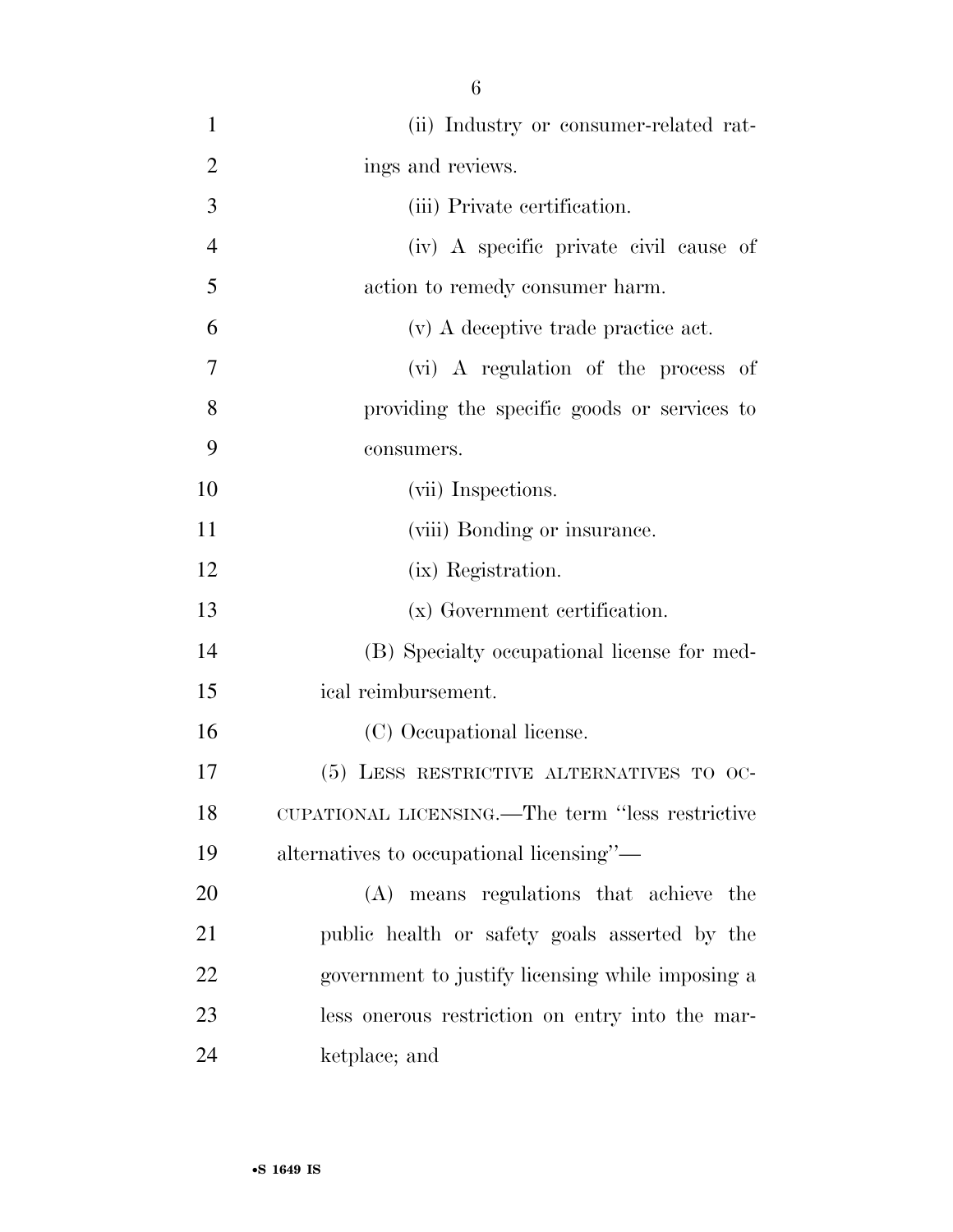(ii) Industry or consumer-related ratings and reviews.

(iii) Private certification.

(iv) A specific private civil cause of action to remedy consumer harm.

(v) A deceptive trade practice act.

(vi) A regulation of the process of providing the specific goods or services to consumers.

(vii) Inspections.

(viii) Bonding or insurance.

(ix) Registration.

(x) Government certification.

(B) Specialty occupational license for medical reimbursement.

(C) Occupational license.

(5) LESS RESTRICTIVE ALTERNATIVES TO OCCUPATIONAL LICENSING.—The term "less restrictive alternatives to occupational licensing"—

(A) means regulations that achieve the public health or safety goals asserted by the government to justify licensing while imposing a less onerous restriction on entry into the marketplace; and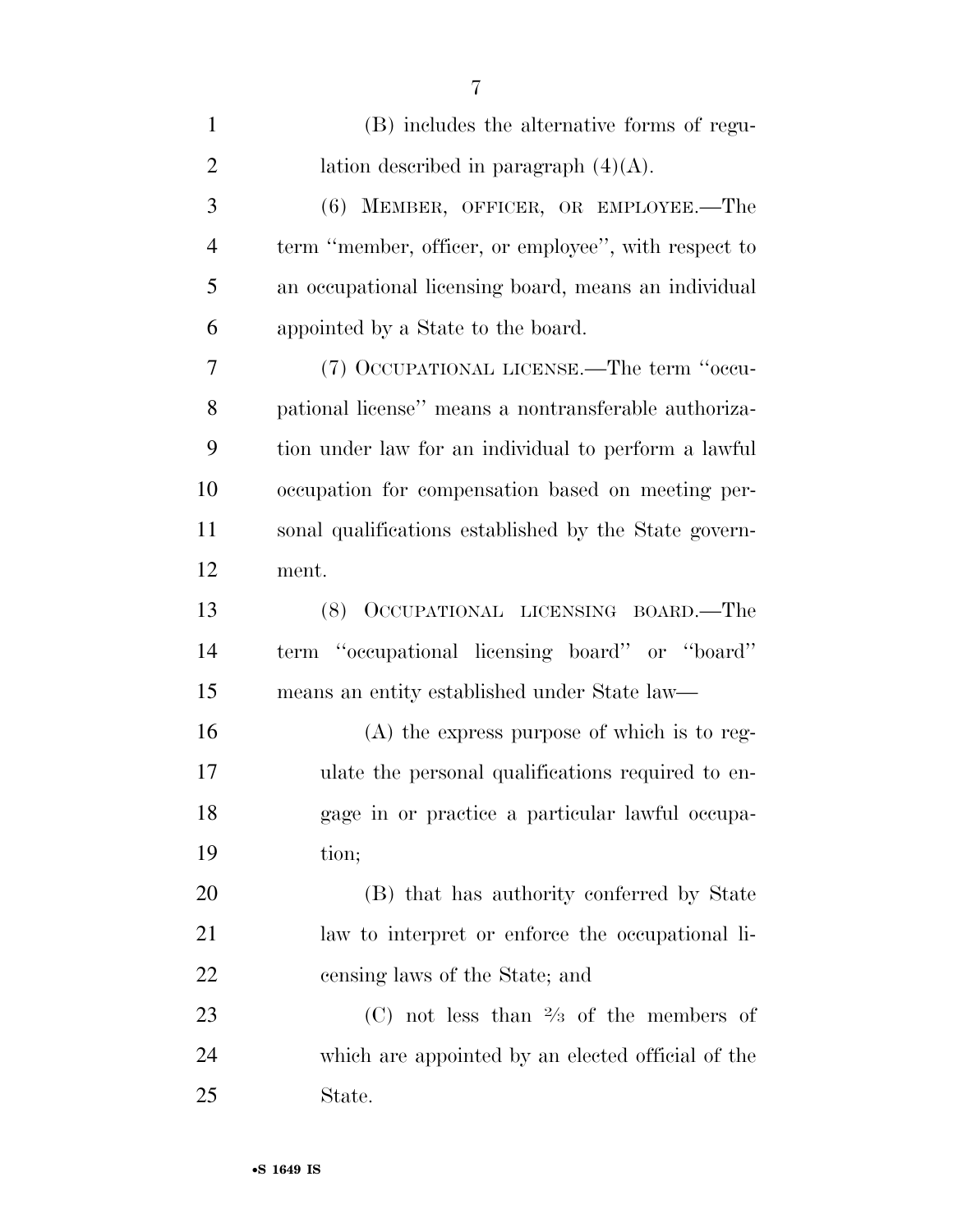(B) includes the alternative forms of regulation described in paragraph (4)(A).

(6) MEMBER, OFFICER, OR EMPLOYEE.—The term ''member, officer, or employee'', with respect to an occupational licensing board, means an individual appointed by a State to the board.

(7) OCCUPATIONAL LICENSE.—The term ''occupational license'' means a nontransferable authorization under law for an individual to perform a lawful occupation for compensation based on meeting personal qualifications established by the State government.

(8) OCCUPATIONAL LICENSING BOARD.—The term ''occupational licensing board'' or ''board'' means an entity established under State law—

(A) the express purpose of which is to regulate the personal qualifications required to engage in or practice a particular lawful occupation;

(B) that has authority conferred by State law to interpret or enforce the occupational licensing laws of the State; and

(C) not less than $2/3$ of the members of which are appointed by an elected official of the State.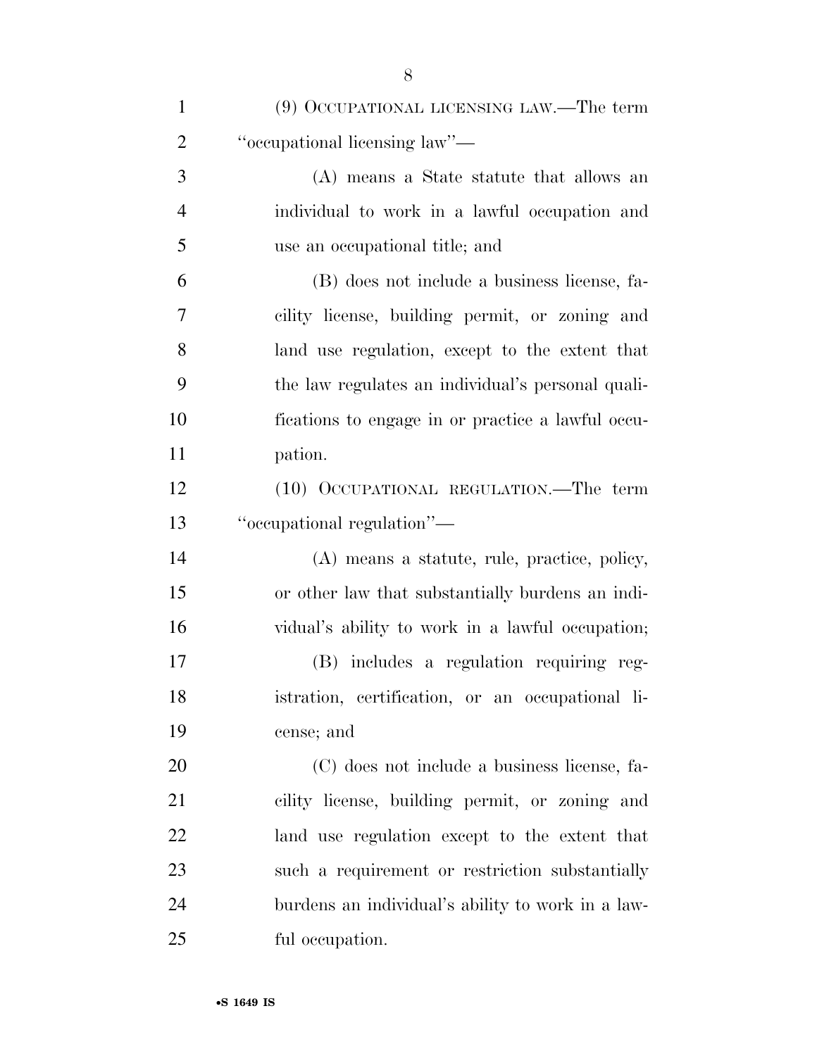(9) OCCUPATIONAL LICENSING LAW.—The term "occupational licensing law"—

(A) means a State statute that allows an individual to work in a lawful occupation and use an occupational title; and

(B) does not include a business license, facility license, building permit, or zoning and land use regulation, except to the extent that the law regulates an individual's personal qualifications to engage in or practice a lawful occupation.

(10) OCCUPATIONAL REGULATION.—The term "occupational regulation"—

(A) means a statute, rule, practice, policy, or other law that substantially burdens an individual's ability to work in a lawful occupation;

(B) includes a regulation requiring registration, certification, or an occupational license; and

(C) does not include a business license, facility license, building permit, or zoning and land use regulation except to the extent that such a requirement or restriction substantially burdens an individual's ability to work in a lawful occupation.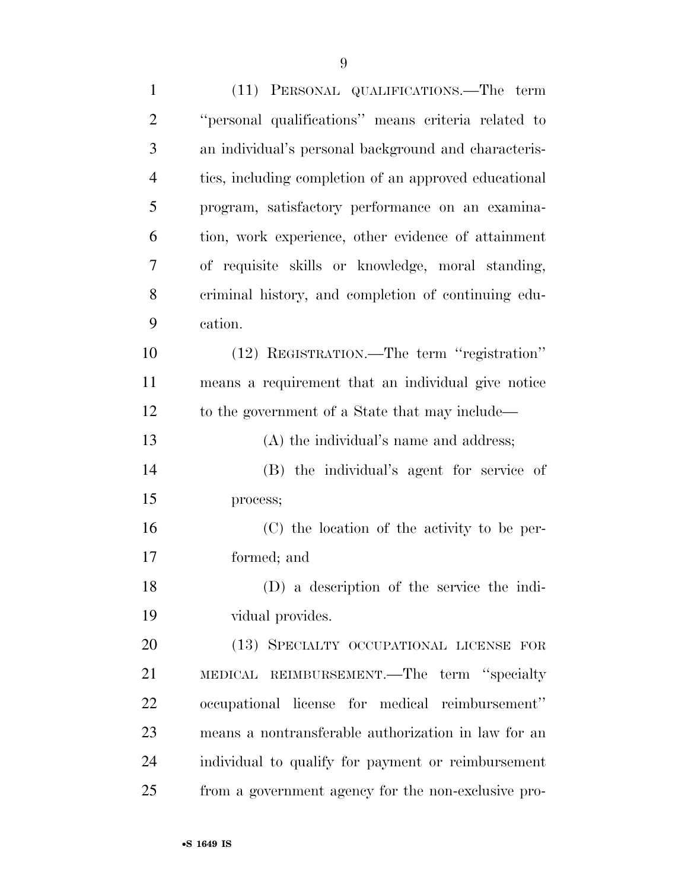(11) PERSONAL QUALIFICATIONS.—The term "personal qualifications" means criteria related to an individual's personal background and characteristics, including completion of an approved educational program, satisfactory performance on an examination, work experience, other evidence of attainment of requisite skills or knowledge, moral standing, criminal history, and completion of continuing education.

(12) REGISTRATION.—The term "registration" means a requirement that an individual give notice to the government of a State that may include—

(A) the individual's name and address;

(B) the individual's agent for service of process;

(C) the location of the activity to be performed; and

(D) a description of the service the individual provides.

(13) SPECIALTY OCCUPATIONAL LICENSE FOR MEDICAL REIMBURSEMENT.—The term "specialty occupational license for medical reimbursement" means a nontransferable authorization in law for an individual to qualify for payment or reimbursement from a government agency for the non-exclusive pro-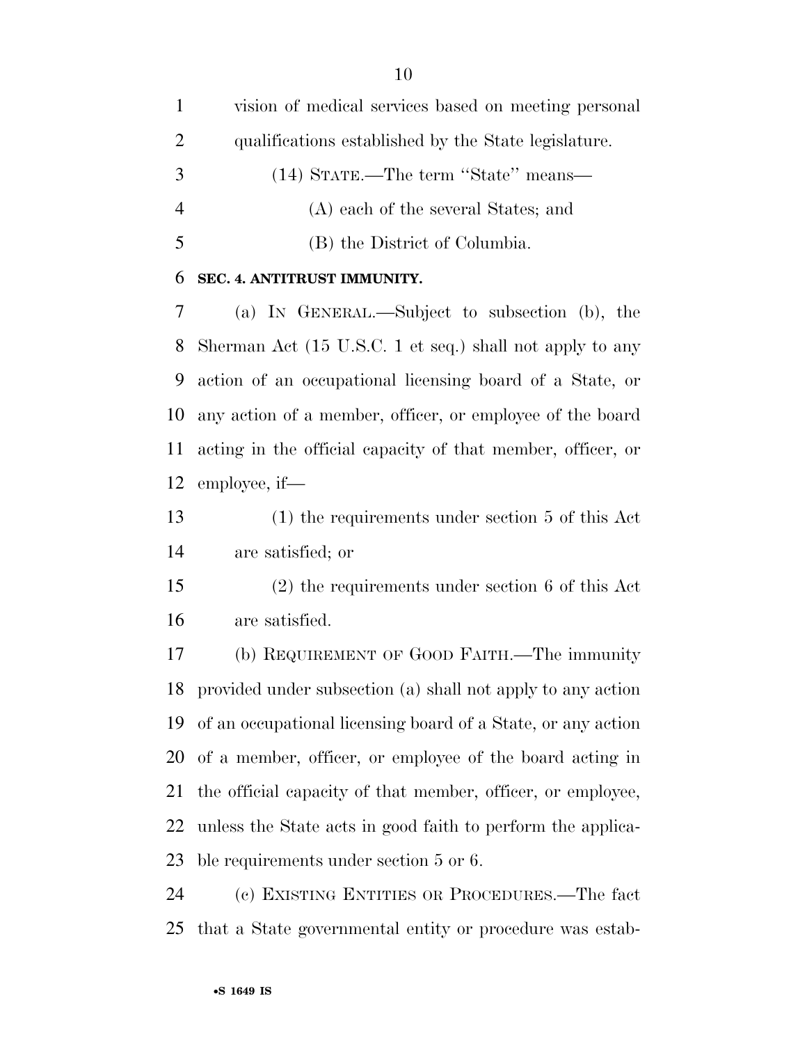vision of medical services based on meeting personal qualifications established by the State legislature.

(14) STATE.—The term "State" means—

(A) each of the several States; and

(B) the District of Columbia.

**SEC. 4. ANTITRUST IMMUNITY.**

(a) IN GENERAL.—Subject to subsection (b), the Sherman Act (15 U.S.C. 1 et seq.) shall not apply to any action of an occupational licensing board of a State, or any action of a member, officer, or employee of the board acting in the official capacity of that member, officer, or employee, if—

(1) the requirements under section 5 of this Act are satisfied; or

(2) the requirements under section 6 of this Act are satisfied.

(b) REQUIREMENT OF GOOD FAITH.—The immunity provided under subsection (a) shall not apply to any action of an occupational licensing board of a State, or any action of a member, officer, or employee of the board acting in the official capacity of that member, officer, or employee, unless the State acts in good faith to perform the applicable requirements under section 5 or 6.

(c) EXISTING ENTITIES OR PROCEDURES.—The fact that a State governmental entity or procedure was estab-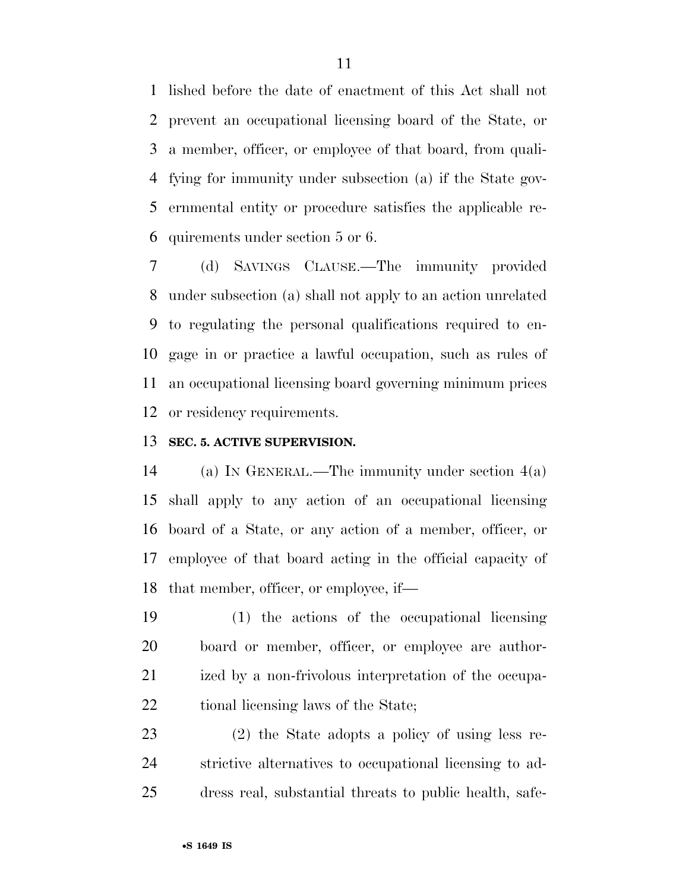lished before the date of enactment of this Act shall not prevent an occupational licensing board of the State, or a member, officer, or employee of that board, from qualifying for immunity under subsection (a) if the State governmental entity or procedure satisfies the applicable requirements under section 5 or 6.

(d) SAVINGS CLAUSE.—The immunity provided under subsection (a) shall not apply to an action unrelated to regulating the personal qualifications required to engage in or practice a lawful occupation, such as rules of an occupational licensing board governing minimum prices or residency requirements.

**SEC. 5. ACTIVE SUPERVISION.**

(a) IN GENERAL.—The immunity under section 4(a) shall apply to any action of an occupational licensing board of a State, or any action of a member, officer, or employee of that board acting in the official capacity of that member, officer, or employee, if—

(1) the actions of the occupational licensing board or member, officer, or employee are authorized by a non-frivolous interpretation of the occupational licensing laws of the State;

(2) the State adopts a policy of using less restrictive alternatives to occupational licensing to address real, substantial threats to public health, safe-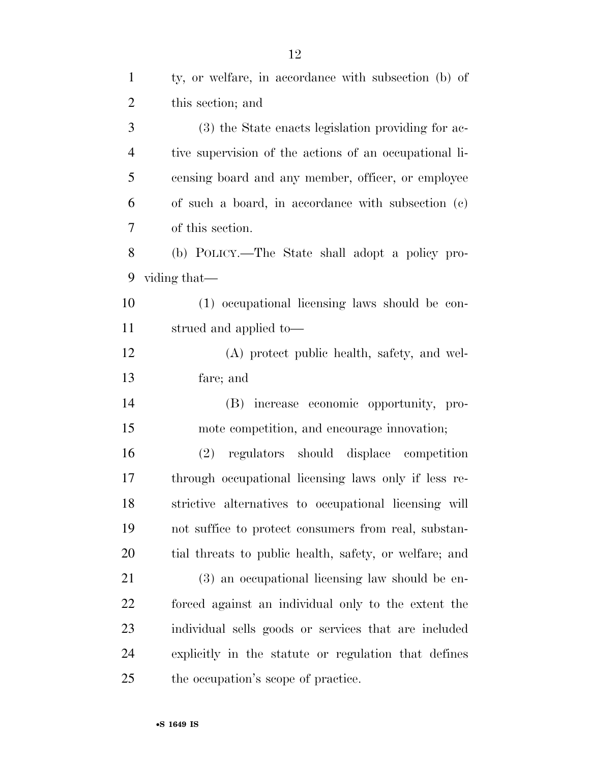ty, or welfare, in accordance with subsection (b) of this section; and

(3) the State enacts legislation providing for active supervision of the actions of an occupational licensing board and any member, officer, or employee of such a board, in accordance with subsection (c) of this section.

(b) POLICY.—The State shall adopt a policy providing that—

(1) occupational licensing laws should be construed and applied to—

(A) protect public health, safety, and welfare; and

(B) increase economic opportunity, promote competition, and encourage innovation;

(2) regulators should displace competition through occupational licensing laws only if less restrictive alternatives to occupational licensing will not suffice to protect consumers from real, substantial threats to public health, safety, or welfare; and

(3) an occupational licensing law should be enforced against an individual only to the extent the individual sells goods or services that are included explicitly in the statute or regulation that defines the occupation's scope of practice.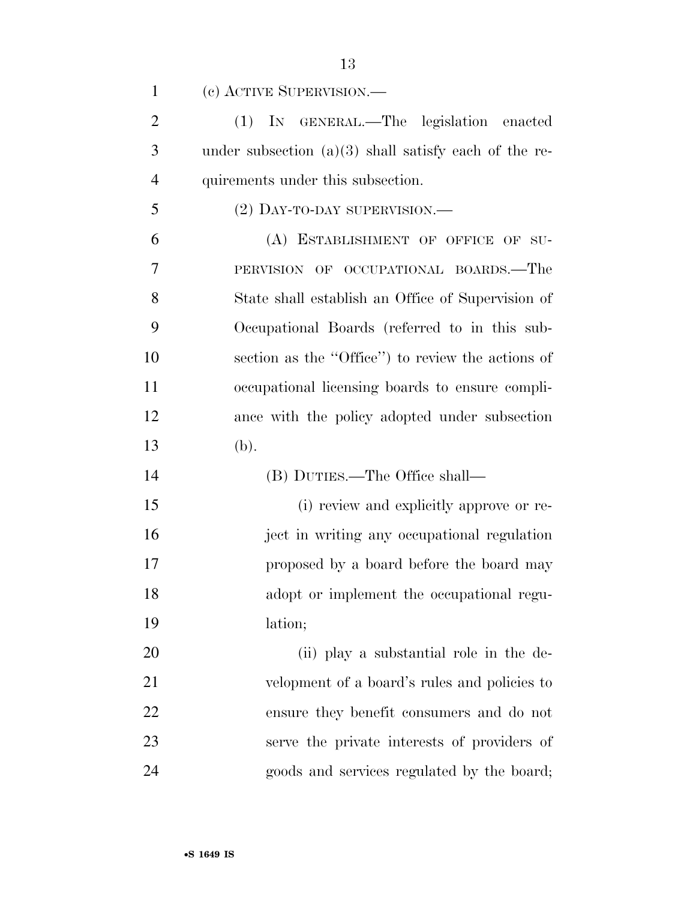(c) ACTIVE SUPERVISION.—

(1) IN GENERAL.—The legislation enacted under subsection (a)(3) shall satisfy each of the requirements under this subsection.

(2) DAY-TO-DAY SUPERVISION.—

(A) ESTABLISHMENT OF OFFICE OF SUPERVISION OF OCCUPATIONAL BOARDS.—The State shall establish an Office of Supervision of Occupational Boards (referred to in this subsection as the "Office") to review the actions of occupational licensing boards to ensure compliance with the policy adopted under subsection (b).

(B) DUTIES.—The Office shall—

(i) review and explicitly approve or reject in writing any occupational regulation proposed by a board before the board may adopt or implement the occupational regulation;

(ii) play a substantial role in the development of a board's rules and policies to ensure they benefit consumers and do not serve the private interests of providers of goods and services regulated by the board;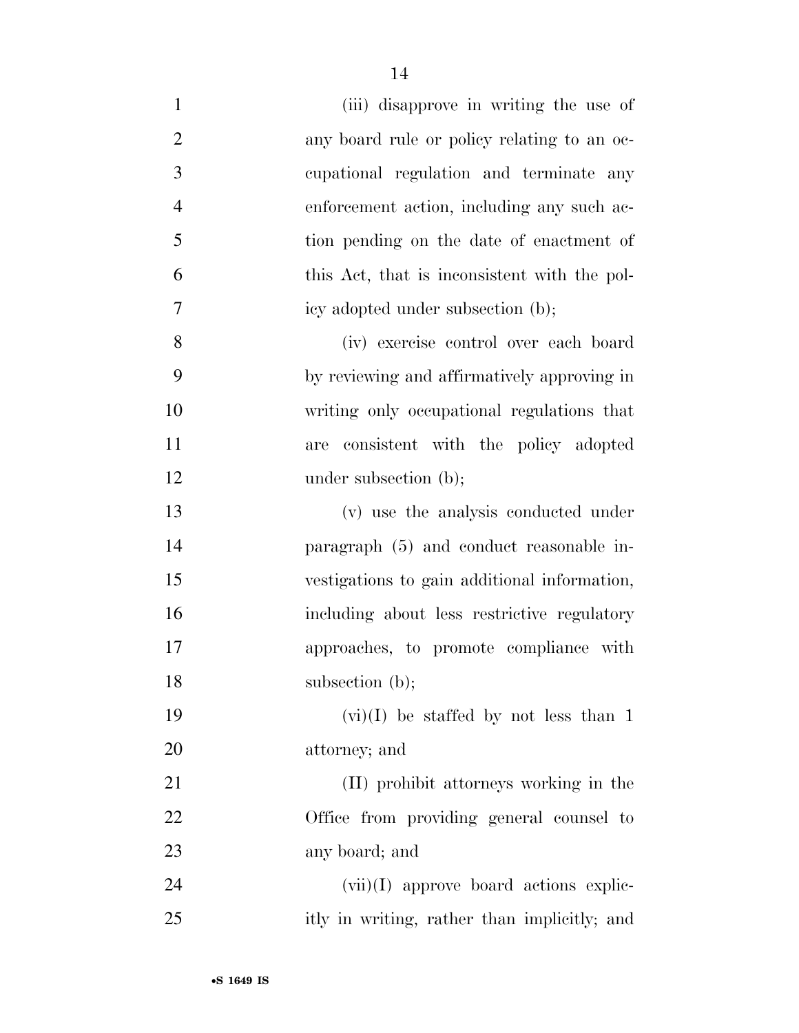(iii) disapprove in writing the use of any board rule or policy relating to an occupational regulation and terminate any enforcement action, including any such action pending on the date of enactment of this Act, that is inconsistent with the policy adopted under subsection (b);

(iv) exercise control over each board by reviewing and affirmatively approving in writing only occupational regulations that are consistent with the policy adopted under subsection (b);

(v) use the analysis conducted under paragraph (5) and conduct reasonable investigations to gain additional information, including about less restrictive regulatory approaches, to promote compliance with subsection (b);

(vi)(I) be staffed by not less than 1 attorney; and

(II) prohibit attorneys working in the Office from providing general counsel to any board; and

(vii)(I) approve board actions explicitly in writing, rather than implicitly; and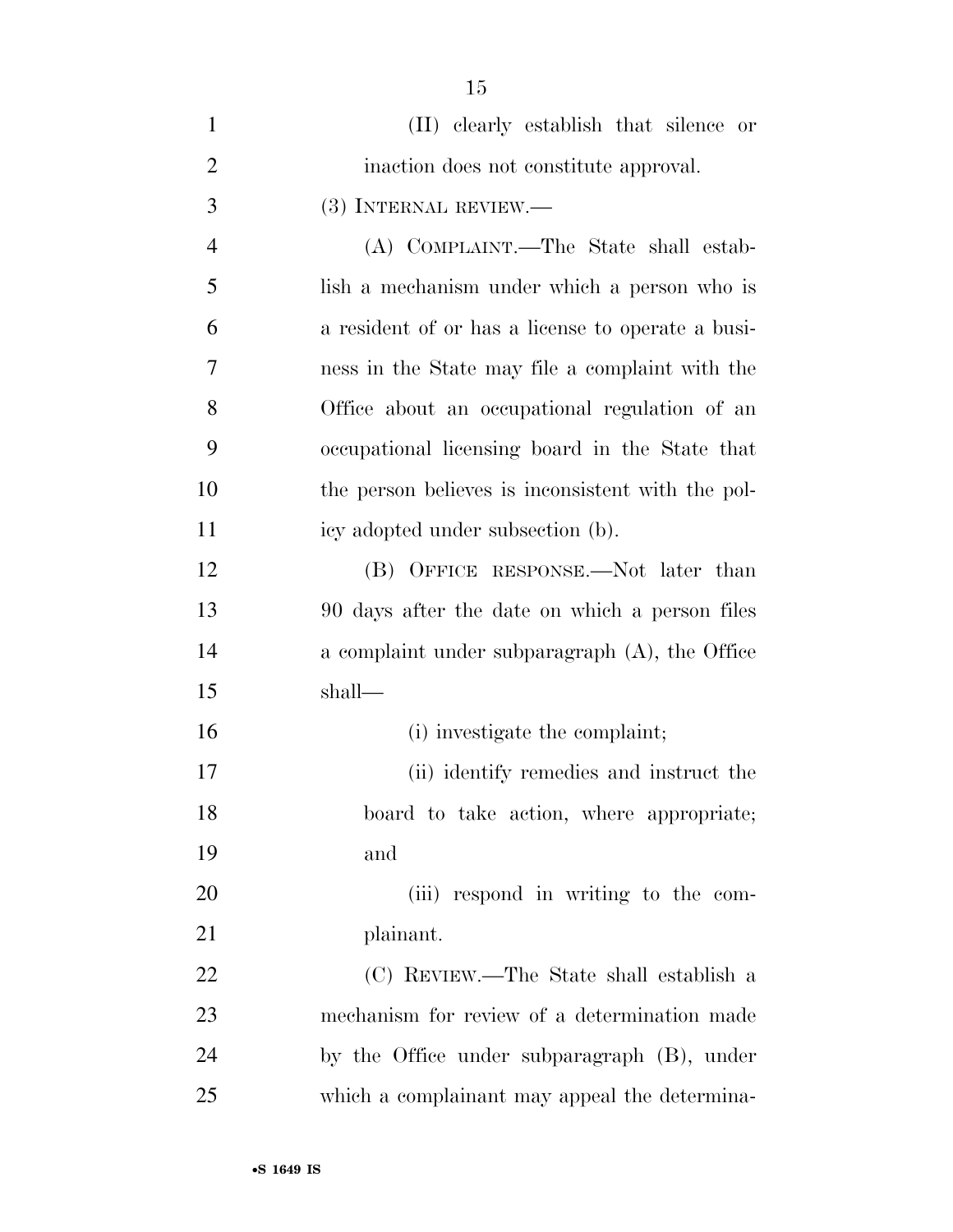(II) clearly establish that silence or inaction does not constitute approval.

(3) INTERNAL REVIEW.—

(A) COMPLAINT.—The State shall establish a mechanism under which a person who is a resident of or has a license to operate a business in the State may file a complaint with the Office about an occupational regulation of an occupational licensing board in the State that the person believes is inconsistent with the policy adopted under subsection (b).

(B) OFFICE RESPONSE.—Not later than 90 days after the date on which a person files a complaint under subparagraph (A), the Office shall—

(i) investigate the complaint;

(ii) identify remedies and instruct the board to take action, where appropriate; and

(iii) respond in writing to the complainant.

(C) REVIEW.—The State shall establish a mechanism for review of a determination made by the Office under subparagraph (B), under which a complainant may appeal the determina-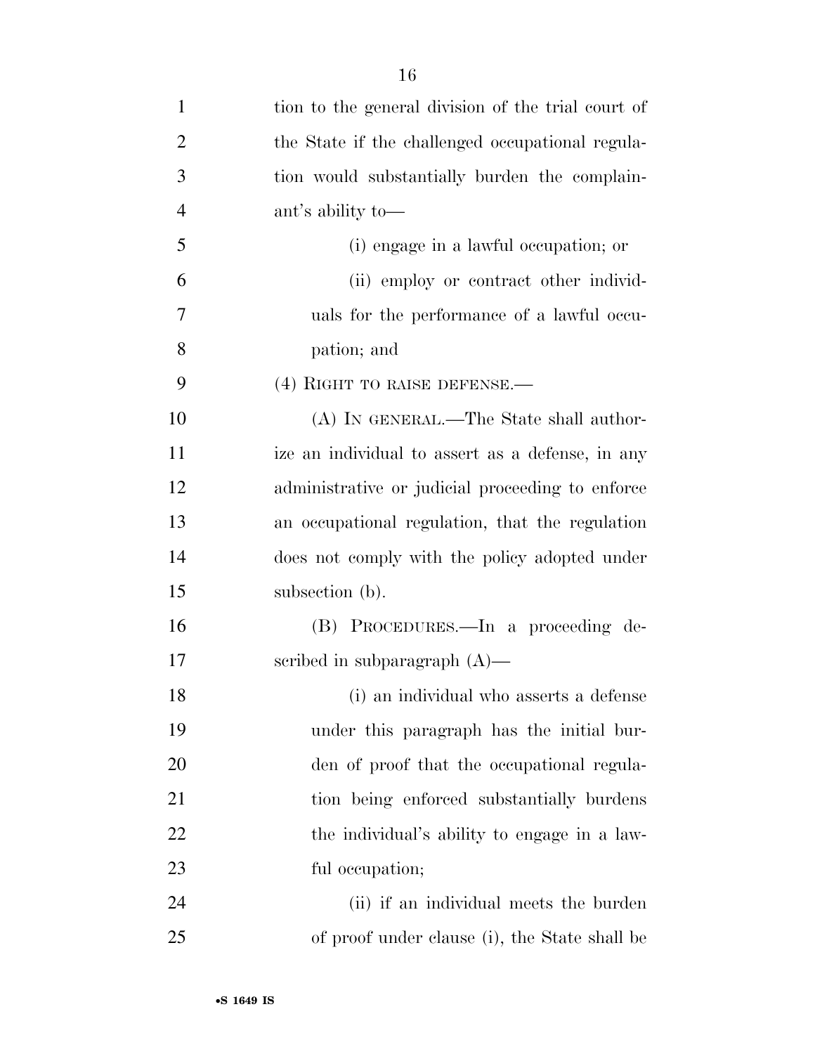tion to the general division of the trial court of the State if the challenged occupational regulation would substantially burden the complainant's ability to—

(i) engage in a lawful occupation; or

(ii) employ or contract other individuals for the performance of a lawful occupation; and

(4) RIGHT TO RAISE DEFENSE.—

(A) IN GENERAL.—The State shall authorize an individual to assert as a defense, in any administrative or judicial proceeding to enforce an occupational regulation, that the regulation does not comply with the policy adopted under subsection (b).

(B) PROCEDURES.—In a proceeding described in subparagraph (A)—

(i) an individual who asserts a defense under this paragraph has the initial burden of proof that the occupational regulation being enforced substantially burdens the individual's ability to engage in a lawful occupation;

(ii) if an individual meets the burden of proof under clause (i), the State shall be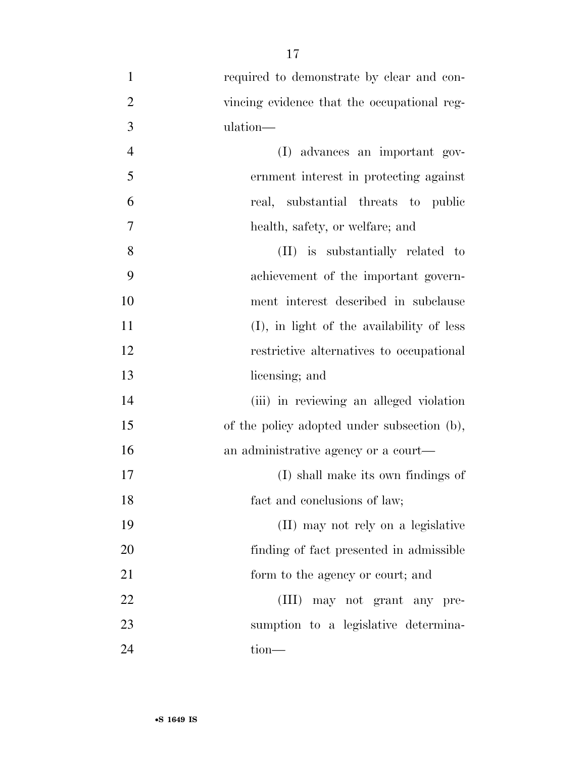required to demonstrate by clear and convincing evidence that the occupational regulation—

(I) advances an important government interest in protecting against real, substantial threats to public health, safety, or welfare; and

(II) is substantially related to achievement of the important government interest described in subclause (I), in light of the availability of less restrictive alternatives to occupational licensing; and

(iii) in reviewing an alleged violation of the policy adopted under subsection (b), an administrative agency or a court—

(I) shall make its own findings of fact and conclusions of law;

(II) may not rely on a legislative finding of fact presented in admissible form to the agency or court; and

(III) may not grant any presumption to a legislative determination—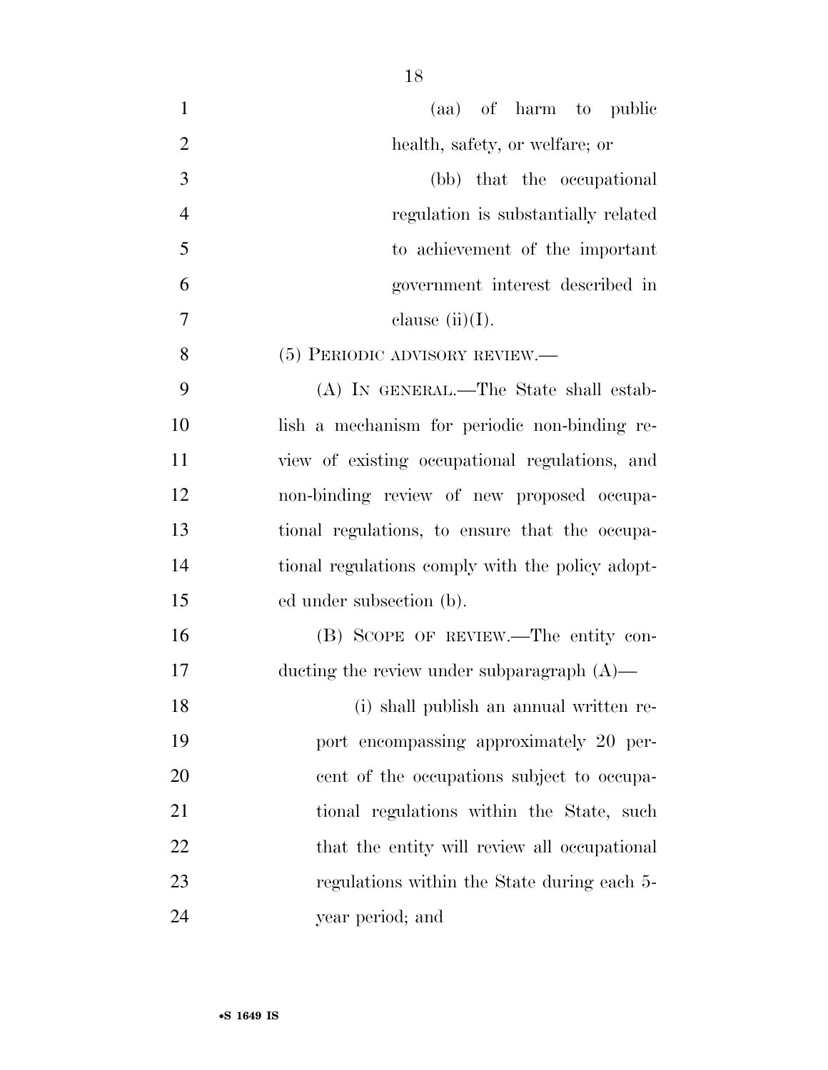(aa) of harm to public health, safety, or welfare; or

(bb) that the occupational regulation is substantially related to achievement of the important government interest described in clause (ii)(I).

(5) PERIODIC ADVISORY REVIEW.—

(A) IN GENERAL.—The State shall establish a mechanism for periodic non-binding review of existing occupational regulations, and non-binding review of new proposed occupational regulations, to ensure that the occupational regulations comply with the policy adopted under subsection (b).

(B) SCOPE OF REVIEW.—The entity conducting the review under subparagraph (A)—

(i) shall publish an annual written report encompassing approximately 20 percent of the occupations subject to occupational regulations within the State, such that the entity will review all occupational regulations within the State during each 5-year period; and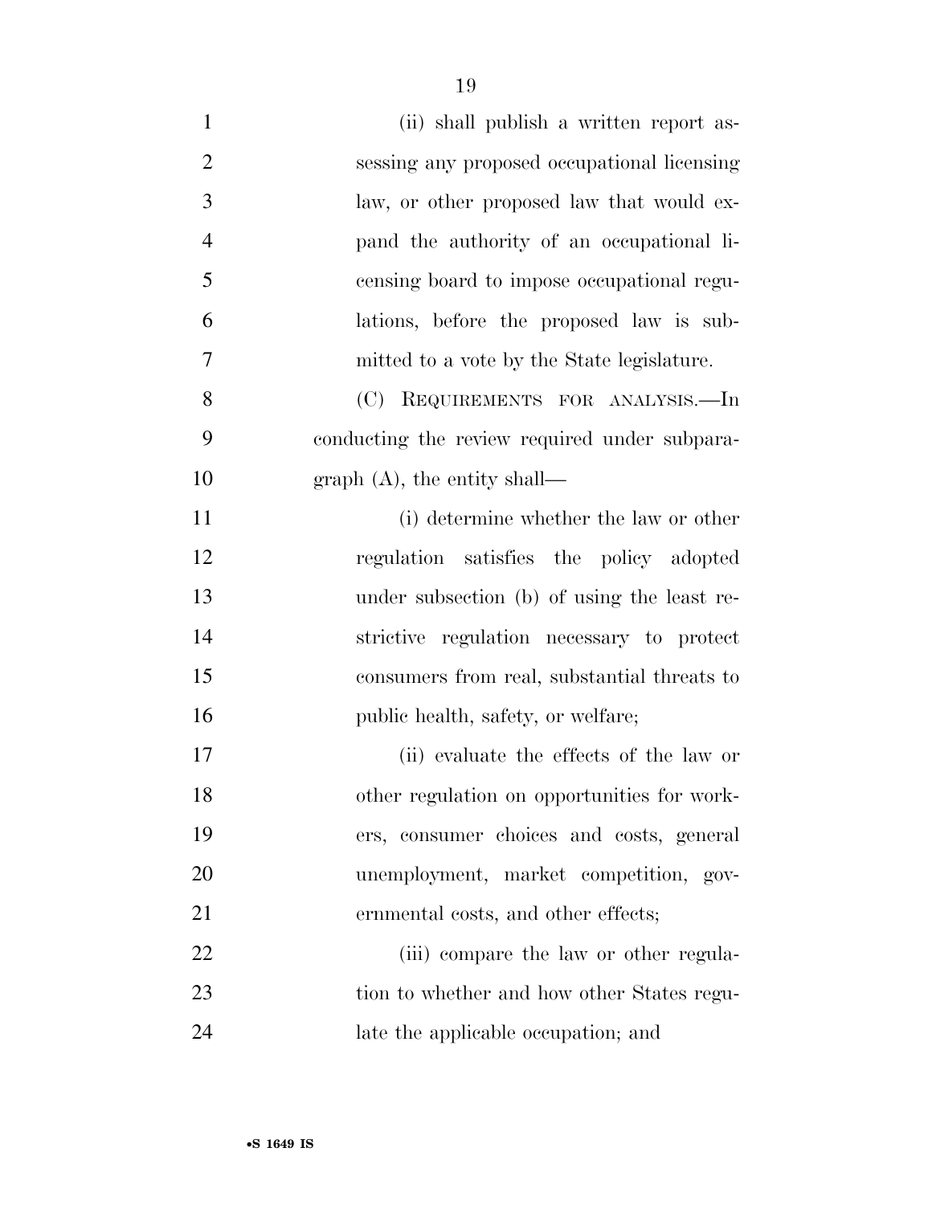(ii) shall publish a written report assessing any proposed occupational licensing law, or other proposed law that would expand the authority of an occupational licensing board to impose occupational regulations, before the proposed law is submitted to a vote by the State legislature.

(C) REQUIREMENTS FOR ANALYSIS.—In conducting the review required under subparagraph (A), the entity shall—

(i) determine whether the law or other regulation satisfies the policy adopted under subsection (b) of using the least restrictive regulation necessary to protect consumers from real, substantial threats to public health, safety, or welfare;

(ii) evaluate the effects of the law or other regulation on opportunities for workers, consumer choices and costs, general unemployment, market competition, governmental costs, and other effects;

(iii) compare the law or other regulation to whether and how other States regulate the applicable occupation; and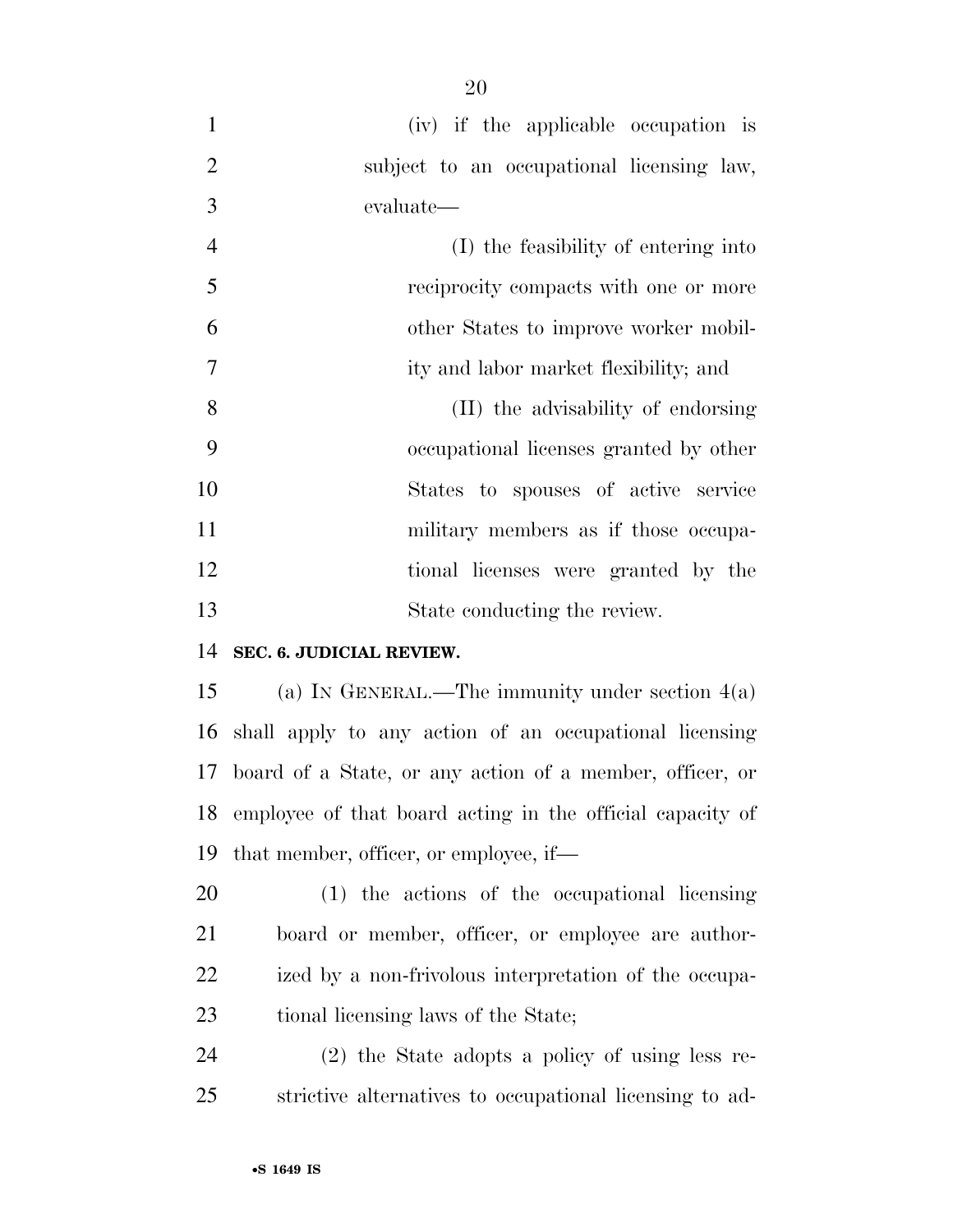(iv) if the applicable occupation is subject to an occupational licensing law, evaluate—

(I) the feasibility of entering into reciprocity compacts with one or more other States to improve worker mobility and labor market flexibility; and

(II) the advisability of endorsing occupational licenses granted by other States to spouses of active service military members as if those occupational licenses were granted by the State conducting the review.

**SEC. 6. JUDICIAL REVIEW.**

(a) IN GENERAL.—The immunity under section 4(a) shall apply to any action of an occupational licensing board of a State, or any action of a member, officer, or employee of that board acting in the official capacity of that member, officer, or employee, if—

(1) the actions of the occupational licensing board or member, officer, or employee are authorized by a non-frivolous interpretation of the occupational licensing laws of the State;

(2) the State adopts a policy of using less restrictive alternatives to occupational licensing to ad-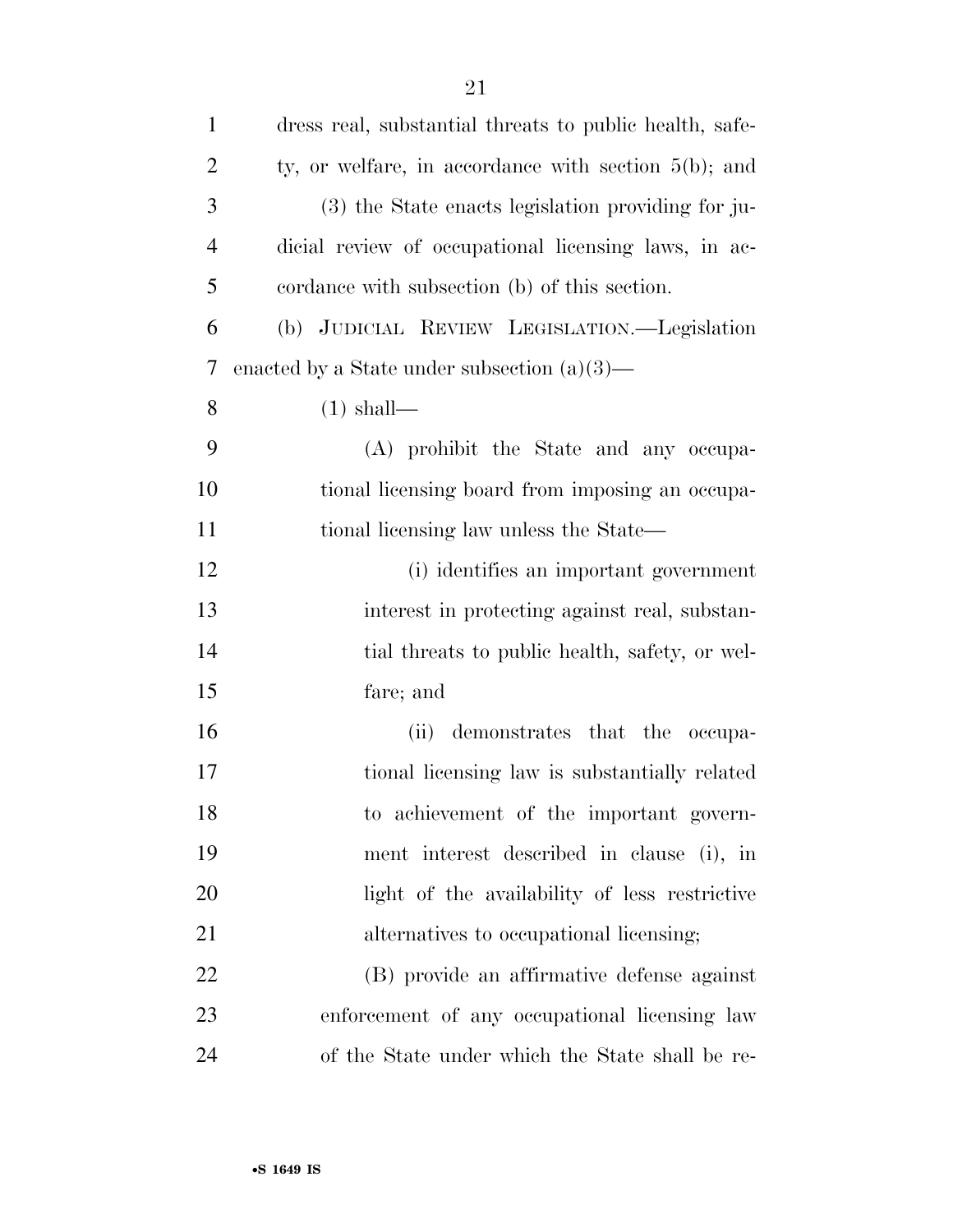dress real, substantial threats to public health, safety, or welfare, in accordance with section 5(b); and

(3) the State enacts legislation providing for judicial review of occupational licensing laws, in accordance with subsection (b) of this section.

(b) JUDICIAL REVIEW LEGISLATION.—Legislation enacted by a State under subsection (a)(3)—

(1) shall—

(A) prohibit the State and any occupational licensing board from imposing an occupational licensing law unless the State—

(i) identifies an important government interest in protecting against real, substantial threats to public health, safety, or welfare; and

(ii) demonstrates that the occupational licensing law is substantially related to achievement of the important government interest described in clause (i), in light of the availability of less restrictive alternatives to occupational licensing;

(B) provide an affirmative defense against enforcement of any occupational licensing law of the State under which the State shall be re-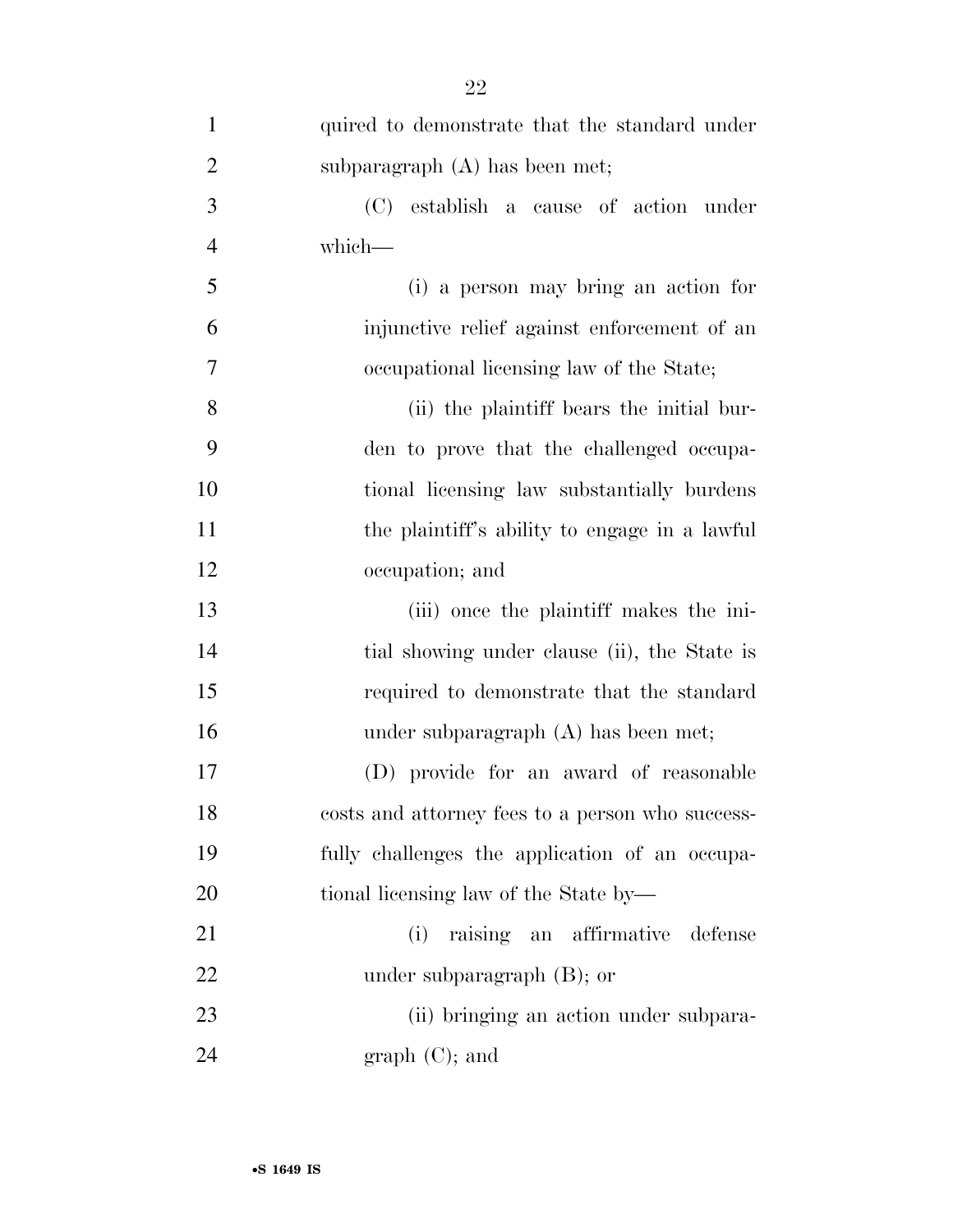quired to demonstrate that the standard under subparagraph (A) has been met;

(C) establish a cause of action under which—

(i) a person may bring an action for injunctive relief against enforcement of an occupational licensing law of the State;

(ii) the plaintiff bears the initial burden to prove that the challenged occupational licensing law substantially burdens the plaintiff's ability to engage in a lawful occupation; and

(iii) once the plaintiff makes the initial showing under clause (ii), the State is required to demonstrate that the standard under subparagraph (A) has been met;

(D) provide for an award of reasonable costs and attorney fees to a person who successfully challenges the application of an occupational licensing law of the State by—

(i) raising an affirmative defense under subparagraph (B); or

(ii) bringing an action under subparagraph (C); and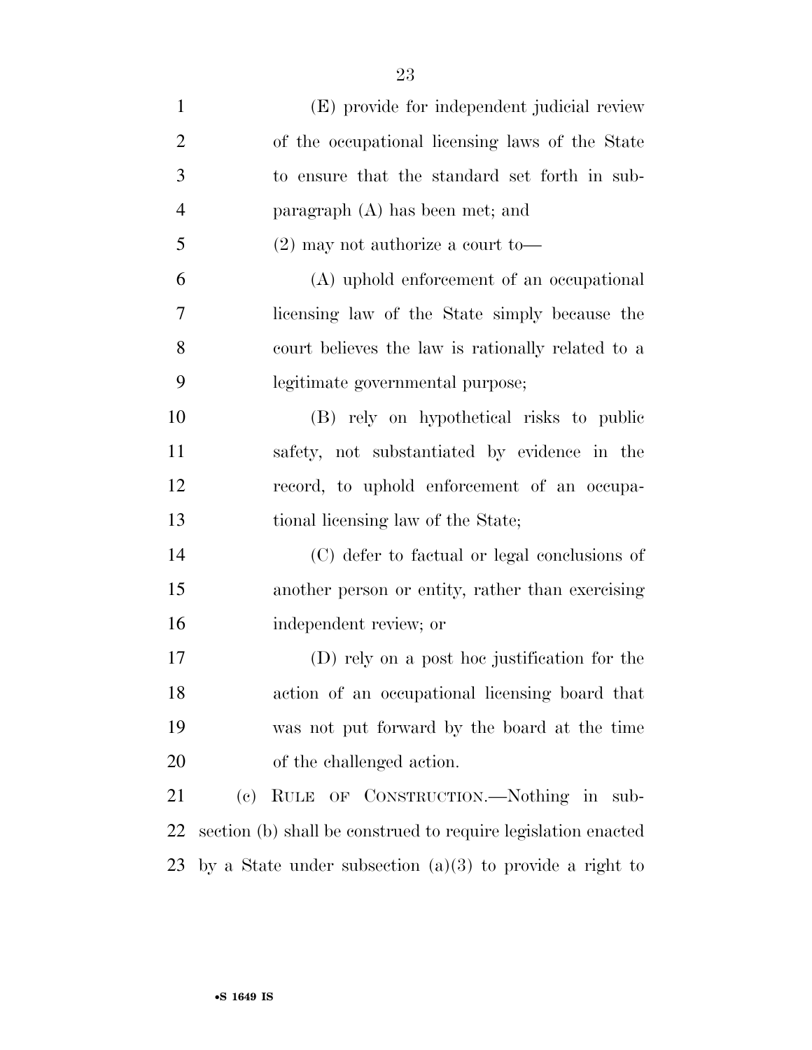(E) provide for independent judicial review of the occupational licensing laws of the State to ensure that the standard set forth in subparagraph (A) has been met; and

(2) may not authorize a court to—

(A) uphold enforcement of an occupational licensing law of the State simply because the court believes the law is rationally related to a legitimate governmental purpose;

(B) rely on hypothetical risks to public safety, not substantiated by evidence in the record, to uphold enforcement of an occupational licensing law of the State;

(C) defer to factual or legal conclusions of another person or entity, rather than exercising independent review; or

(D) rely on a post hoc justification for the action of an occupational licensing board that was not put forward by the board at the time of the challenged action.

(c) RULE OF CONSTRUCTION.—Nothing in subsection (b) shall be construed to require legislation enacted by a State under subsection (a)(3) to provide a right to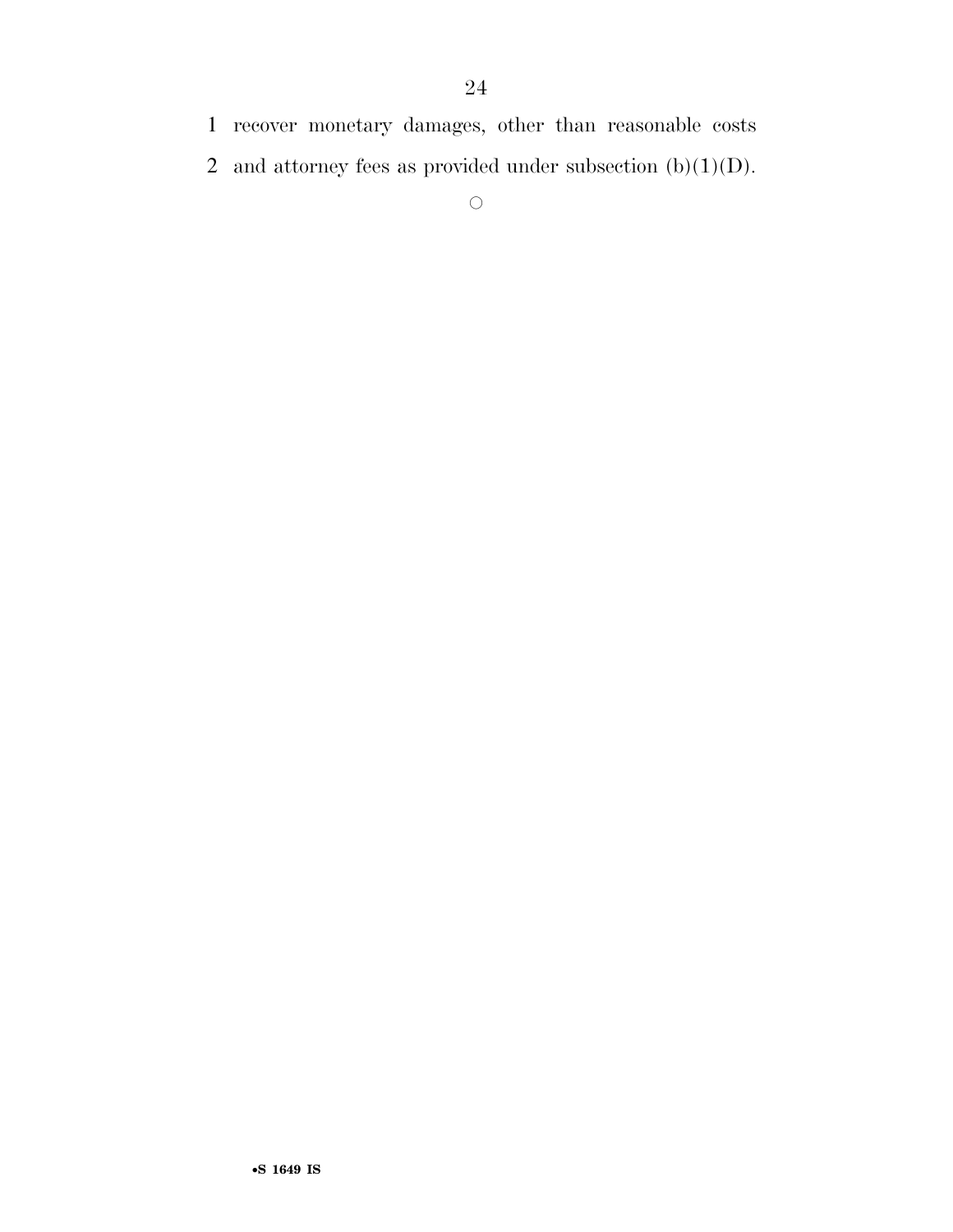recover monetary damages, other than reasonable costs and attorney fees as provided under subsection (b)(1)(D).

○